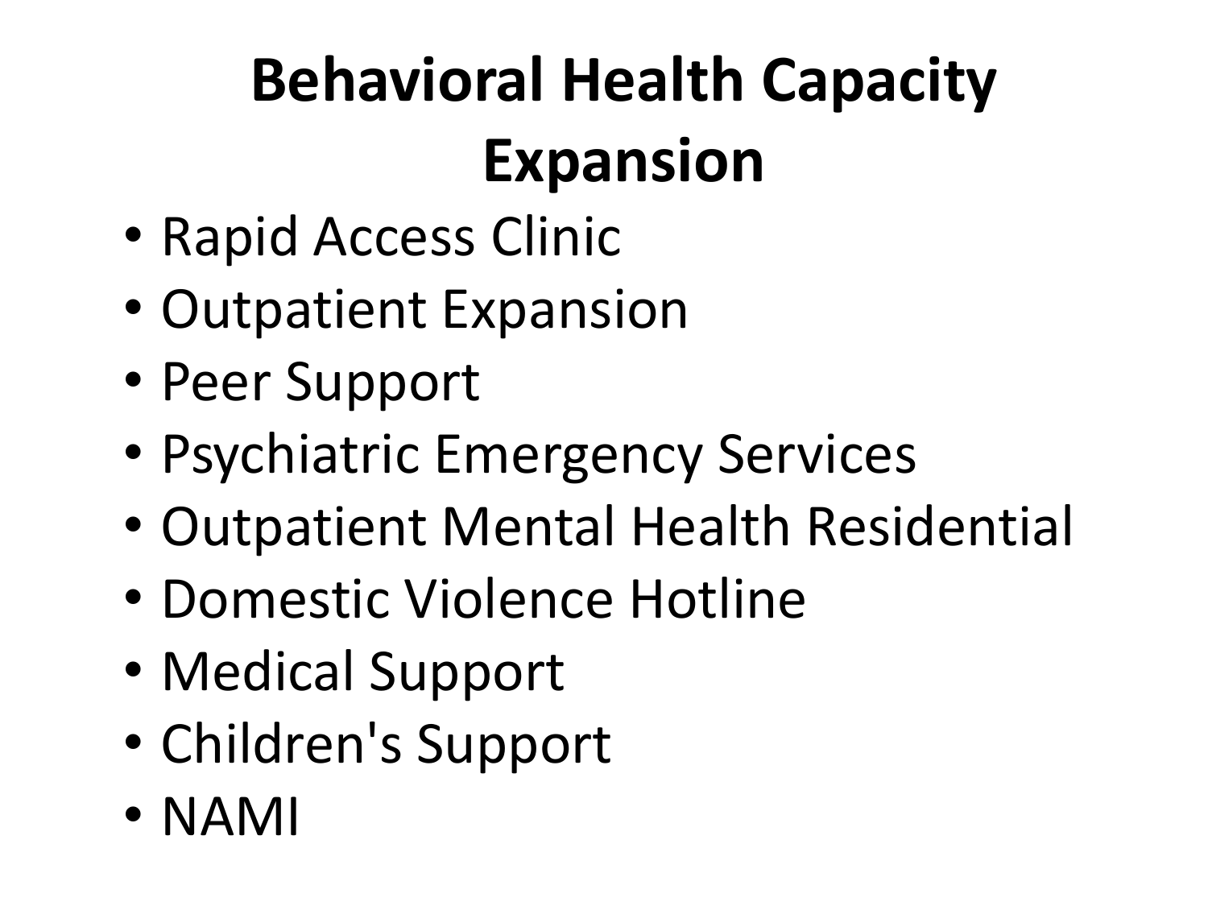# Behavioral Health Capacity Expansion

- Rapid Access Clinic
- Outpatient Expansion
- Peer Support
- Psychiatric Emergency Services
- Outpatient Mental Health Residential
- Domestic Violence Hotline
- Medical Support
- Children's Support
- NAMI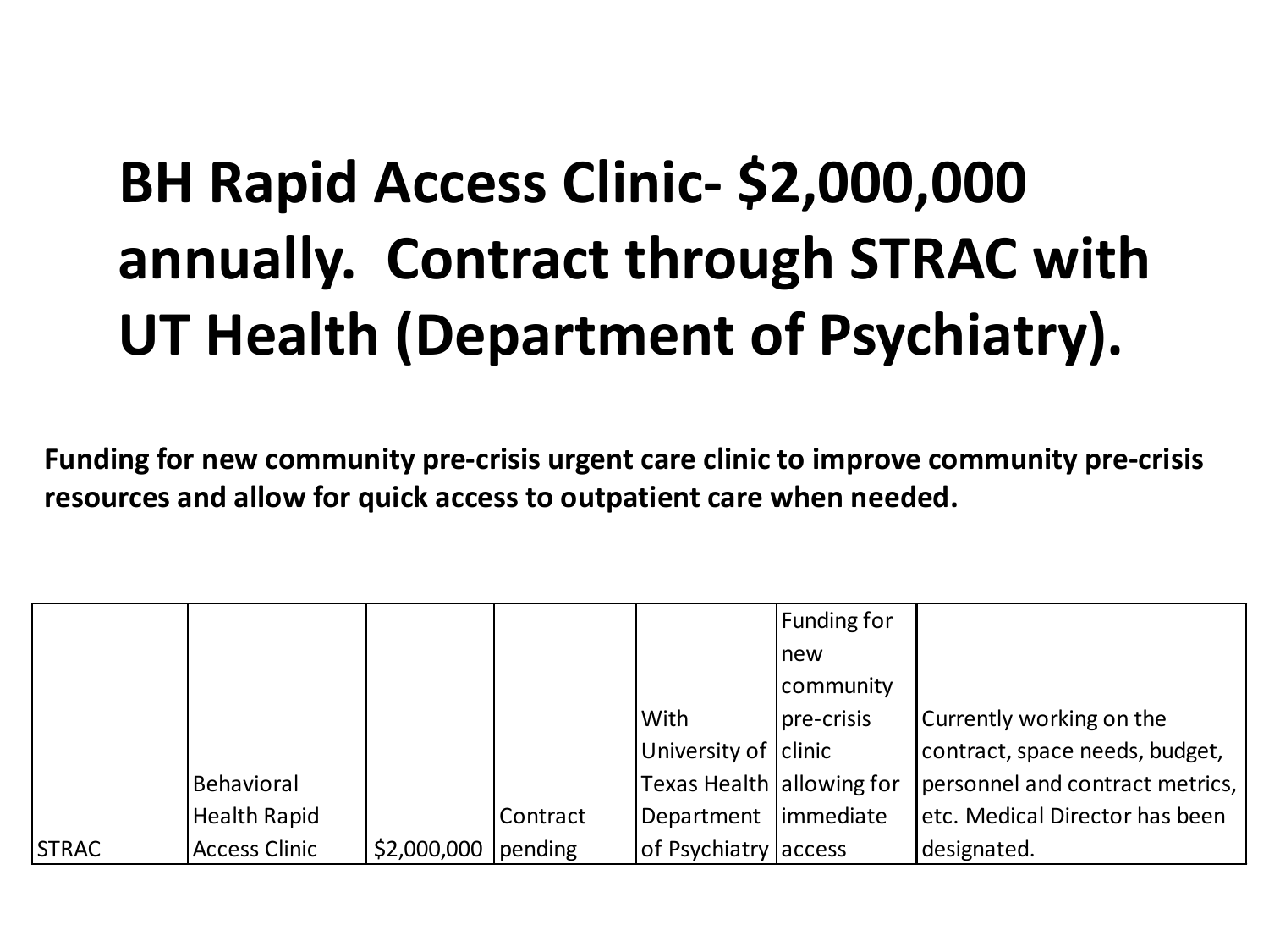# BH Rapid Access Clinic- $2,000,000 annually. Contract through STRAC with UT Health (Department of Psychiatry).

**Funding for new community pre-crisis urgent care clinic to improve community pre-crisis resources and allow for quick access to outpatient care when needed.**

| | | | | | | |
|---|---|---|---|---|---|---|
| STRAC | Behavioral Health Rapid Access Clinic | $2,000,000 | Contract pending | With University of Texas Health Department of Psychiatry | Funding for new community pre-crisis clinic allowing for immediate access | Currently working on the contract, space needs, budget, personnel and contract metrics, etc. Medical Director has been designated. |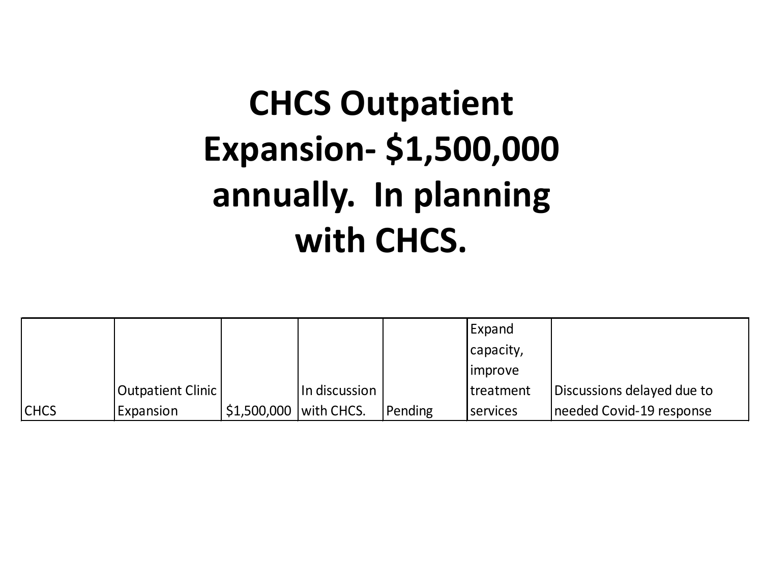# CHCS Outpatient Expansion- $1,500,000 annually. In planning with CHCS.

| | | | | | | |
|---|---|---|---|---|---|---|
| CHCS | Outpatient Clinic Expansion | $1,500,000 | In discussion with CHCS. | Pending | Expand capacity, improve treatment services | Discussions delayed due to needed Covid-19 response |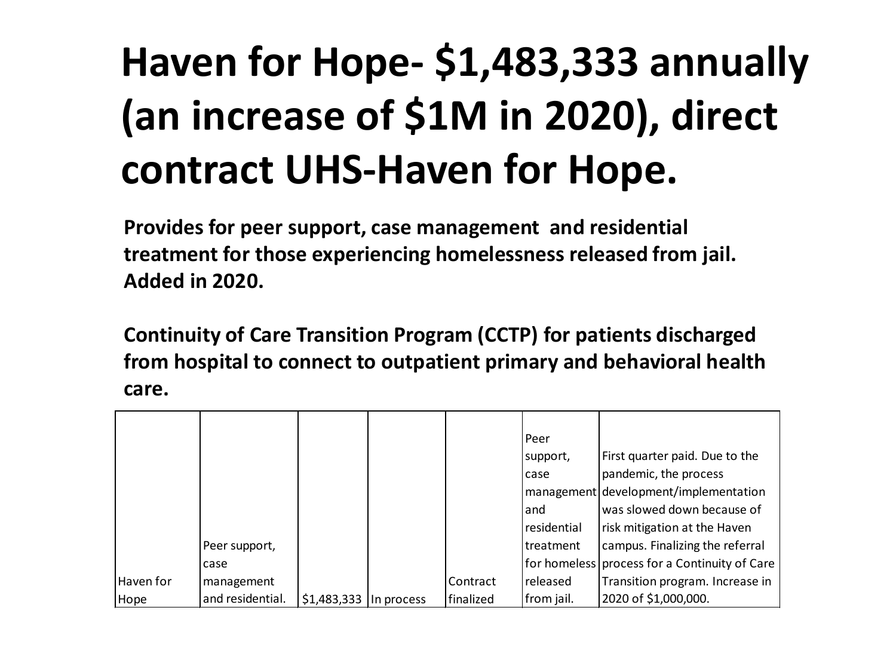# Haven for Hope- $1,483,333 annually (an increase of $1M in 2020), direct contract UHS-Haven for Hope.

**Provides for peer support, case management and residential treatment for those experiencing homelessness released from jail. Added in 2020.**

**Continuity of Care Transition Program (CCTP) for patients discharged from hospital to connect to outpatient primary and behavioral health care.**

| | | | | | | |
|---|---|---|---|---|---|---|
| Haven for Hope | Peer support, case management and residential. | $1,483,333 | In process | Contract finalized | Peer support, case management and residential treatment for homeless released from jail. | First quarter paid. Due to the pandemic, the process development/implementation was slowed down because of risk mitigation at the Haven campus. Finalizing the referral process for a Continuity of Care Transition program. Increase in 2020 of $1,000,000. |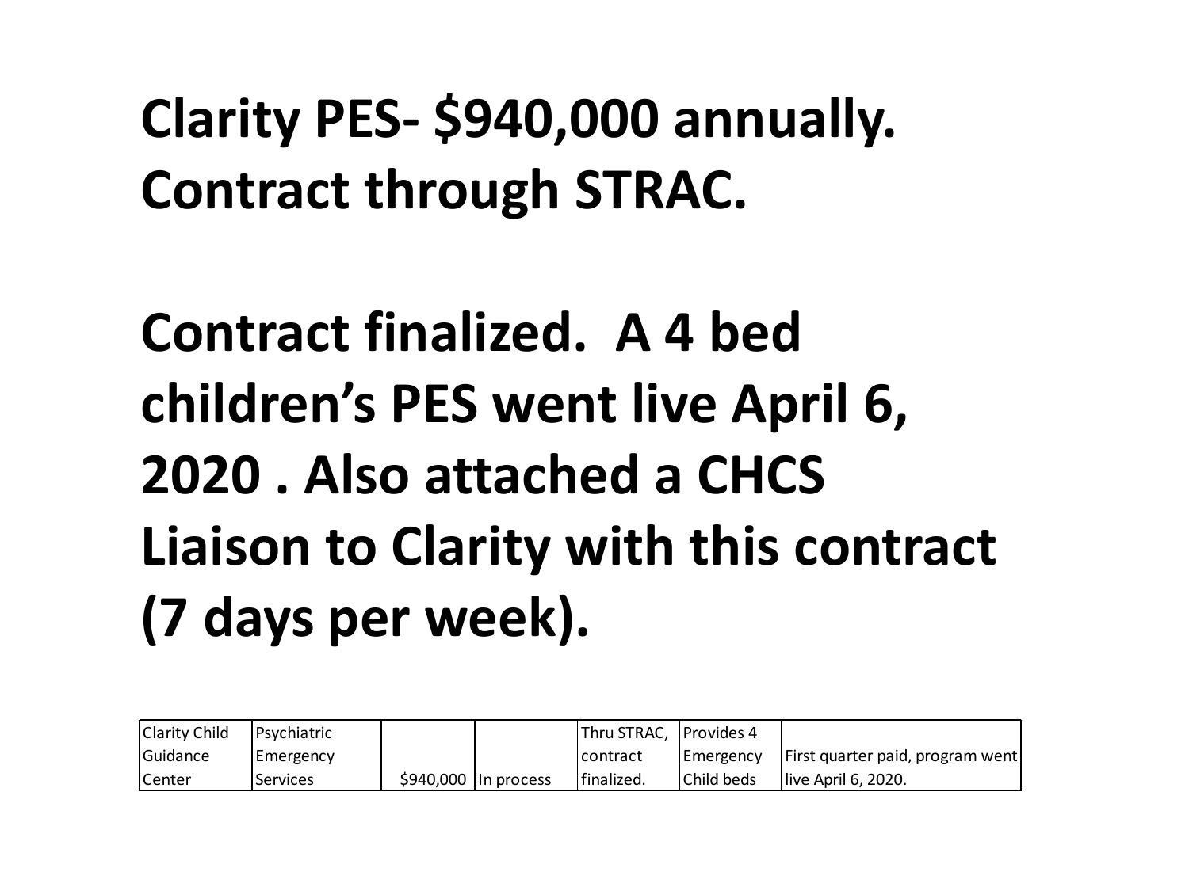**Clarity PES- $940,000 annually. Contract through STRAC.**

**Contract finalized. A 4 bed children's PES went live April 6, 2020 . Also attached a CHCS Liaison to Clarity with this contract (7 days per week).**

| | | | | | | |
|---|---|---|---|---|---|---|
| Clarity Child Guidance Center | Psychiatric Emergency Services | $940,000 | In process | Thru STRAC, contract finalized. | Provides 4 Emergency Child beds | First quarter paid, program went live April 6, 2020. |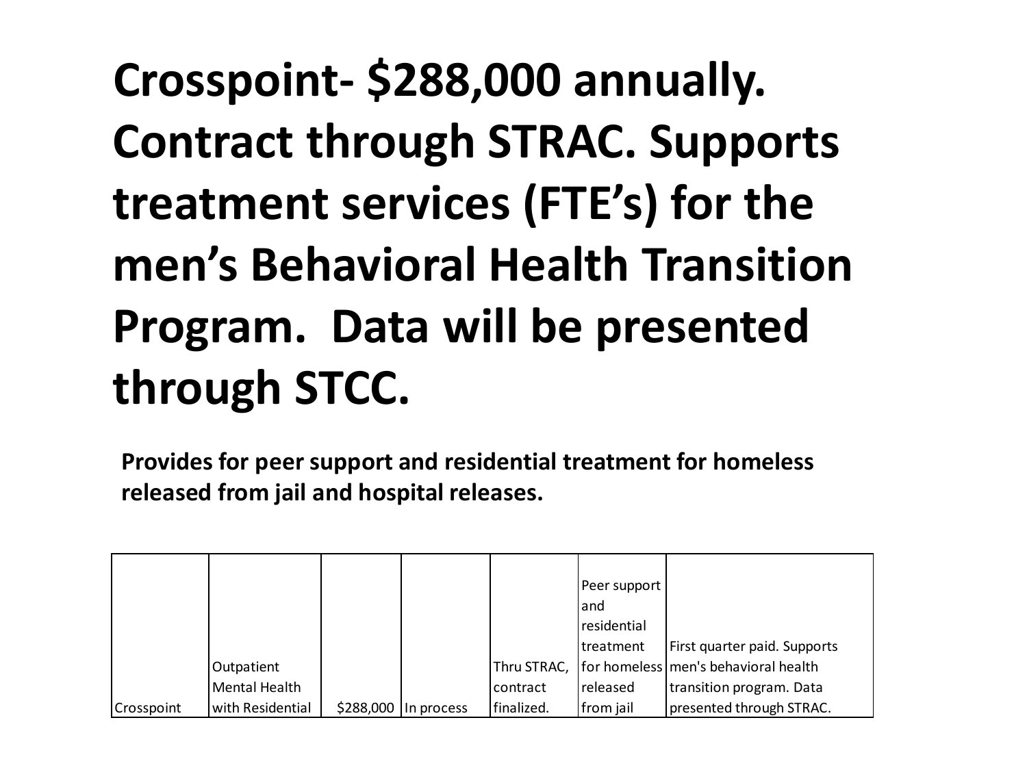# Crosspoint- $288,000 annually. Contract through STRAC. Supports treatment services (FTE's) for the men's Behavioral Health Transition Program. Data will be presented through STCC.

**Provides for peer support and residential treatment for homeless released from jail and hospital releases.**

| | | | | | | |
|---|---|---|---|---|---|---|
| Crosspoint | Outpatient Mental Health with Residential | $288,000 | In process | Thru STRAC, contract finalized. | Peer support and residential treatment for homeless released from jail | First quarter paid. Supports men's behavioral health transition program. Data presented through STRAC. |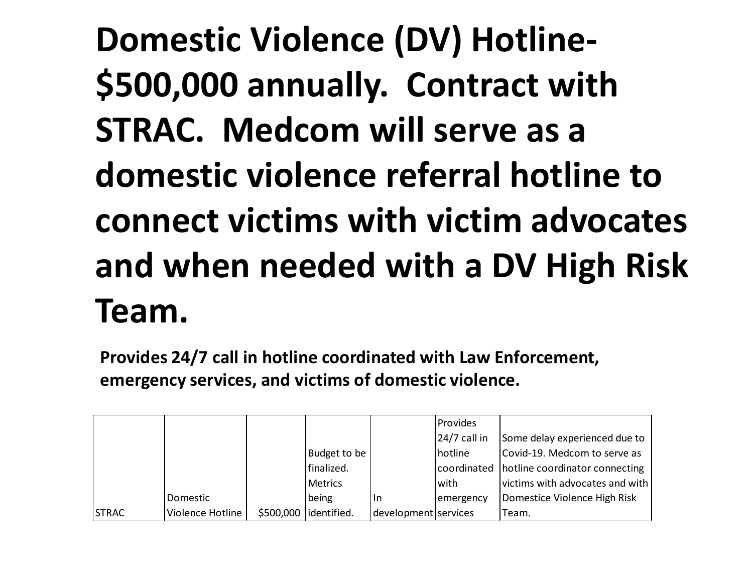# Domestic Violence (DV) Hotline- $500,000 annually. Contract with STRAC. Medcom will serve as a domestic violence referral hotline to connect victims with victim advocates and when needed with a DV High Risk Team.

**Provides 24/7 call in hotline coordinated with Law Enforcement, emergency services, and victims of domestic violence.**

| | | | | | | |
|---|---|---|---|---|---|---|
| STRAC | Domestic Violence Hotline | $500,000 | Budget to be finalized. Metrics being identified. | In development | Provides 24/7 call in hotline coordinated with emergency services | Some delay experienced due to Covid-19. Medcom to serve as hotline coordinator connecting victims with advocates and with Domestice Violence High Risk Team. |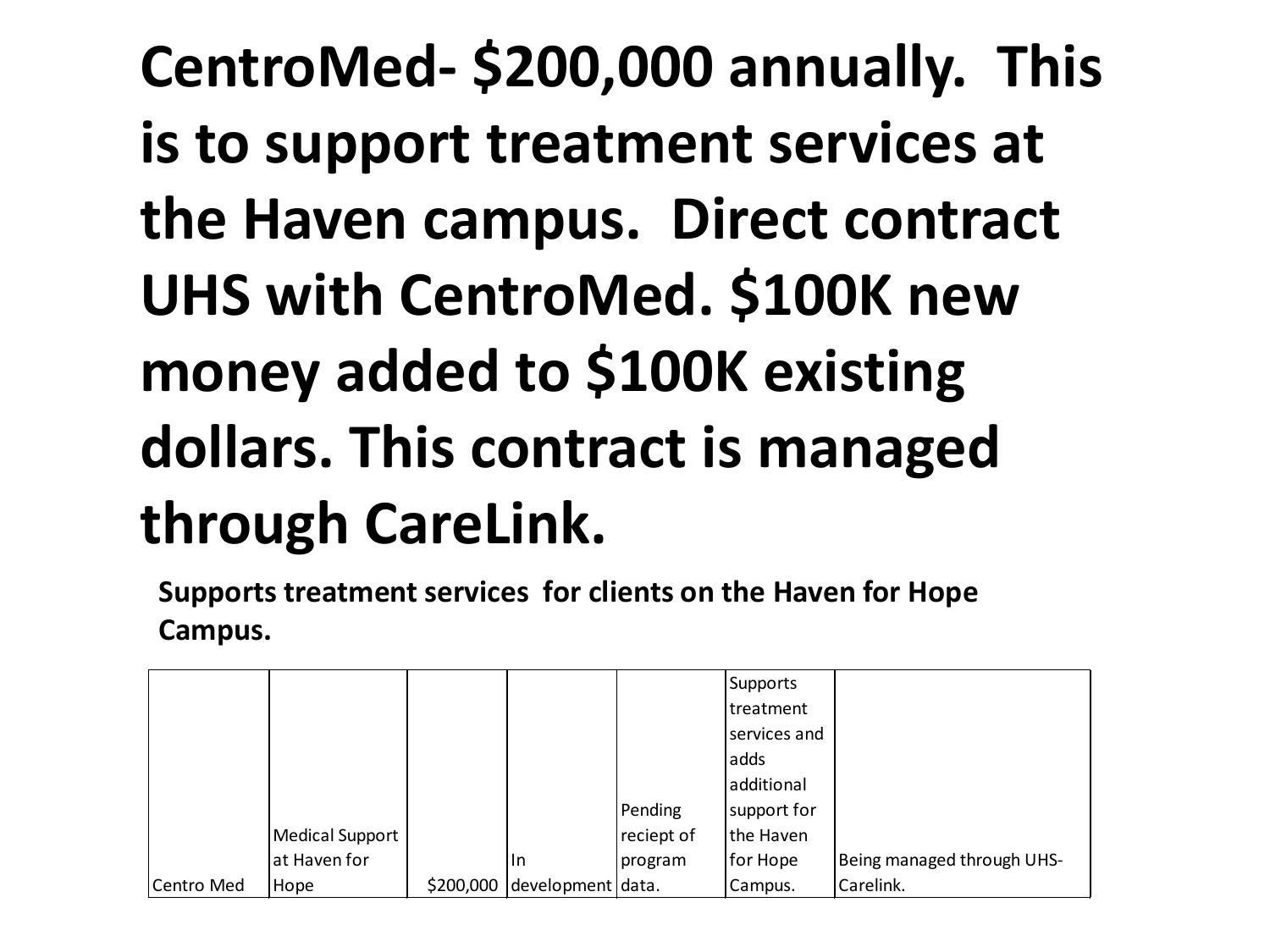# CentroMed- $200,000 annually. This is to support treatment services at the Haven campus. Direct contract UHS with CentroMed. $100K new money added to $100K existing dollars. This contract is managed through CareLink.

**Supports treatment services for clients on the Haven for Hope Campus.**

| | | | | | | |
|---|---|---|---|---|---|---|
| Centro Med | Medical Support at Haven for Hope | $200,000 | In development | Pending reciept of program data. | Supports treatment services and adds additional support for the Haven for Hope Campus. | Being managed through UHS-Carelink. |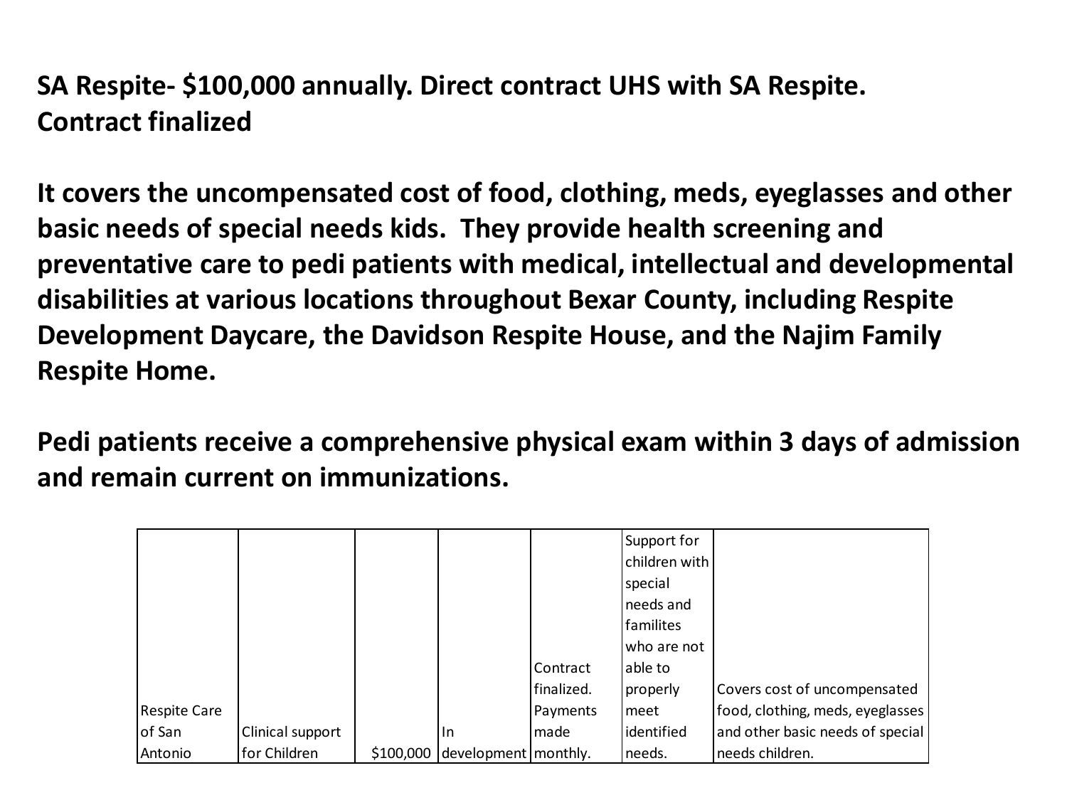**SA Respite- \$100,000 annually. Direct contract UHS with SA Respite. Contract finalized**

**It covers the uncompensated cost of food, clothing, meds, eyeglasses and other basic needs of special needs kids. They provide health screening and preventative care to pedi patients with medical, intellectual and developmental disabilities at various locations throughout Bexar County, including Respite Development Daycare, the Davidson Respite House, and the Najim Family Respite Home.**

**Pedi patients receive a comprehensive physical exam within 3 days of admission and remain current on immunizations.**

| | | | | | | |
|---|---|---|---|---|---|---|
| Respite Care of San Antonio | Clinical support for Children | \$100,000 | In development | Contract finalized. Payments made monthly. | Support for children with special needs and familites who are not able to properly meet identified needs. | Covers cost of uncompensated food, clothing, meds, eyeglasses and other basic needs of special needs children. |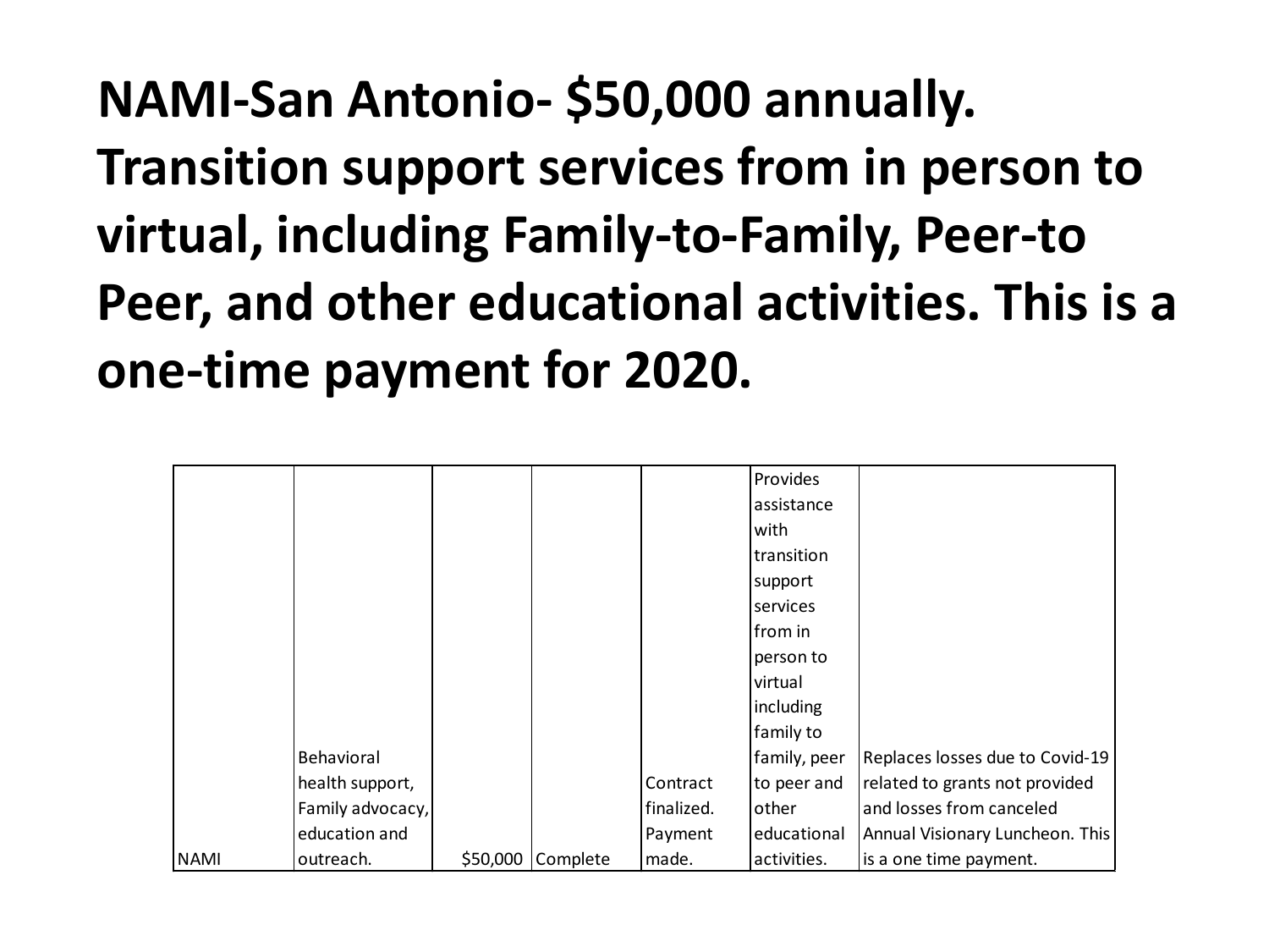# NAMI-San Antonio- $50,000 annually. Transition support services from in person to virtual, including Family-to-Family, Peer-to Peer, and other educational activities. This is a one-time payment for 2020.

| | | | | | | |
|---|---|---|---|---|---|---|
| NAMI | Behavioral health support, Family advocacy, education and outreach. | $50,000 | Complete | Contract finalized. Payment made. | Provides assistance with transition support services from in person to virtual including family to family, peer to peer and other educational activities. | Replaces losses due to Covid-19 related to grants not provided and losses from canceled Annual Visionary Luncheon. This is a one time payment. |